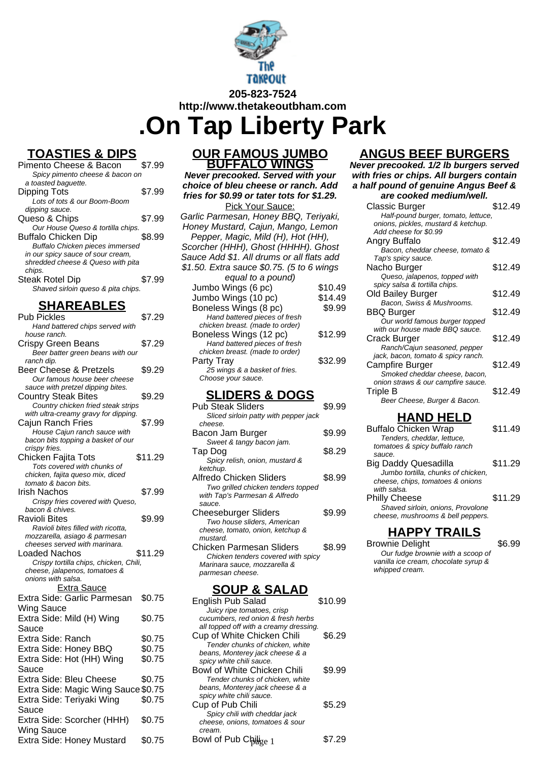205-823-7524
http://www.thetakeoutbham.com

# .On Tap Liberty Park

## TOASTIES & DIPS

**Pimento Cheese & Bacon** $7.99
*Spicy pimento cheese & bacon on a toasted baguette.*

**Dipping Tots** $7.99
*Lots of tots & our Boom-Boom dipping sauce.*

**Queso & Chips** $7.99
*Our House Queso & tortilla chips.*

**Buffalo Chicken Dip** $8.99
*Buffalo Chicken pieces immersed in our spicy sauce of sour cream, shredded cheese & Queso with pita chips.*

**Steak Rotel Dip** $7.99
*Shaved sirloin queso & pita chips.*

## SHAREABLES

**Pub Pickles** $7.29
*Hand battered chips served with house ranch.*

**Crispy Green Beans** $7.29
*Beer batter green beans with our ranch dip.*

**Beer Cheese & Pretzels** $9.29
*Our famous house beer cheese sauce with pretzel dipping bites.*

**Country Steak Bites** $9.29
*Country chicken fried steak strips with ultra-creamy gravy for dipping.*

**Cajun Ranch Fries** $7.99
*House Cajun ranch sauce with bacon bits topping a basket of our crispy fries.*

**Chicken Fajita Tots** $11.29
*Tots covered with chunks of chicken, fajita queso mix, diced tomato & bacon bits.*

**Irish Nachos** $7.99
*Crispy fries covered with Queso, bacon & chives.*

**Ravioli Bites** $9.99
*Ravioli bites filled with ricotta, mozzarella, asiago & parmesan cheeses served with marinara.*

**Loaded Nachos** $11.29
*Crispy tortilla chips, chicken, Chili, cheese, jalapenos, tomatoes & onions with salsa.*

### Extra Sauce

| Item | Price |
|---|---|
| Extra Side: Garlic Parmesan Wing Sauce | $0.75 |
| Extra Side: Mild (H) Wing Sauce | $0.75 |
| Extra Side: Ranch | $0.75 |
| Extra Side: Honey BBQ | $0.75 |
| Extra Side: Hot (HH) Wing Sauce | $0.75 |
| Extra Side: Bleu Cheese | $0.75 |
| Extra Side: Magic Wing Sauce | $0.75 |
| Extra Side: Teriyaki Wing Sauce | $0.75 |
| Extra Side: Scorcher (HHH) Wing Sauce | $0.75 |
| Extra Side: Honey Mustard | $0.75 |

## OUR FAMOUS JUMBO BUFFALO WINGS

***Never precooked. Served with your choice of bleu cheese or ranch. Add fries for $0.99 or tater tots for $1.29.***

Pick Your Sauce:

Garlic Parmesan, Honey BBQ, Teriyaki, Honey Mustard, Cajun, Mango, Lemon Pepper, Magic, Mild (H), Hot (HH), Scorcher (HHH), Ghost (HHHH). Ghost Sauce Add $1. All drums or all flats add $1.50. Extra sauce $0.75. (5 to 6 wings equal to a pound)

**Jumbo Wings (6 pc)** $10.49

**Jumbo Wings (10 pc)** $14.49

**Boneless Wings (8 pc)** $9.99
*Hand battered pieces of fresh chicken breast. (made to order)*

**Boneless Wings (12 pc)** $12.99
*Hand battered pieces of fresh chicken breast. (made to order)*

**Party Tray** $32.99
*25 wings & a basket of fries. Choose your sauce.*

## SLIDERS & DOGS

**Pub Steak Sliders** $9.99
*Sliced sirloin patty with pepper jack cheese.*

**Bacon Jam Burger** $9.99
*Sweet & tangy bacon jam.*

**Tap Dog** $8.29
*Spicy relish, onion, mustard & ketchup.*

**Alfredo Chicken Sliders** $8.99
*Two grilled chicken tenders topped with Tap's Parmesan & Alfredo sauce.*

**Cheeseburger Sliders** $9.99
*Two house sliders, American cheese, tomato, onion, ketchup & mustard.*

**Chicken Parmesan Sliders** $8.99
*Chicken tenders covered with spicy Marinara sauce, mozzarella & parmesan cheese.*

## SOUP & SALAD

**English Pub Salad** $10.99
*Juicy ripe tomatoes, crisp cucumbers, red onion & fresh herbs all topped off with a creamy dressing.*

**Cup of White Chicken Chili** $6.29
*Tender chunks of chicken, white beans, Monterey jack cheese & a spicy white chili sauce.*

**Bowl of White Chicken Chili** $9.99
*Tender chunks of chicken, white beans, Monterey jack cheese & a spicy white chili sauce.*

**Cup of Pub Chili** $5.29
*Spicy chili with cheddar jack cheese, onions, tomatoes & sour cream.*

**Bowl of Pub Chili** $7.29

## ANGUS BEEF BURGERS

***Never precooked. 1/2 lb burgers served with fries or chips. All burgers contain a half pound of genuine Angus Beef & are cooked medium/well.***

**Classic Burger** $12.49
*Half-pound burger, tomato, lettuce, onions, pickles, mustard & ketchup. Add cheese for $0.99*

**Angry Buffalo** $12.49
*Bacon, cheddar cheese, tomato & Tap's spicy sauce.*

**Nacho Burger** $12.49
*Queso, jalapenos, topped with spicy salsa & tortilla chips.*

**Old Bailey Burger** $12.49
*Bacon, Swiss & Mushrooms.*

**BBQ Burger** $12.49
*Our world famous burger topped with our house made BBQ sauce.*

**Crack Burger** $12.49
*Ranch/Cajun seasoned, pepper jack, bacon, tomato & spicy ranch.*

**Campfire Burger** $12.49
*Smoked cheddar cheese, bacon, onion straws & our campfire sauce.*

**Triple B** $12.49
*Beer Cheese, Burger & Bacon.*

## HAND HELD

**Buffalo Chicken Wrap** $11.49
*Tenders, cheddar, lettuce, tomatoes & spicy buffalo ranch sauce.*

**Big Daddy Quesadilla** $11.29
*Jumbo tortilla, chunks of chicken, cheese, chips, tomatoes & onions with salsa.*

**Philly Cheese** $11.29
*Shaved sirloin, onions, Provolone cheese, mushrooms & bell peppers.*

## HAPPY TRAILS

**Brownie Delight** $6.99
*Our fudge brownie with a scoop of vanilla ice cream, chocolate syrup & whipped cream.*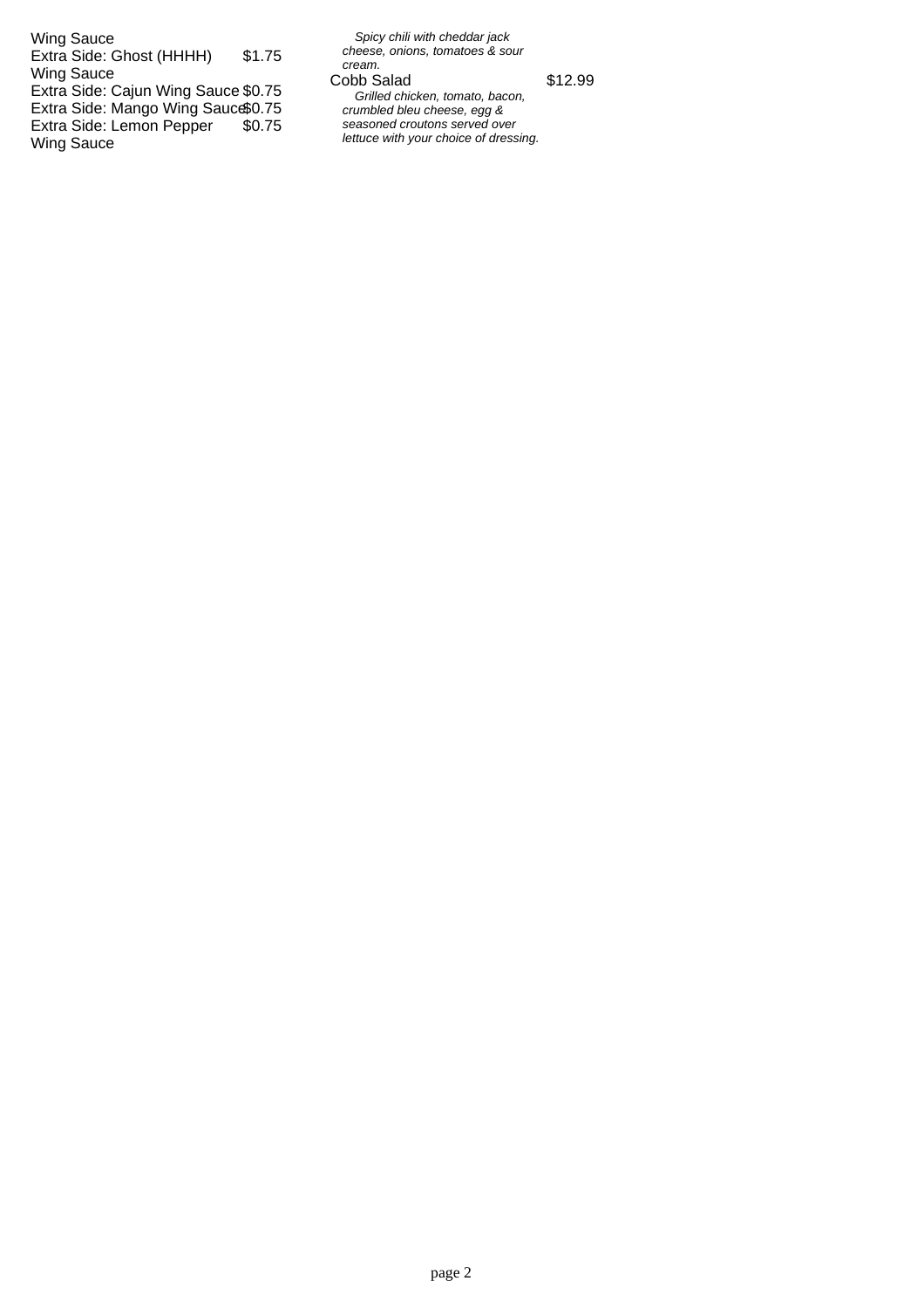Wing Sauce

Extra Side: Ghost (HHHH) Wing Sauce $1.75

Extra Side: Cajun Wing Sauce $0.75

Extra Side: Mango Wing Sauce $0.75

Extra Side: Lemon Pepper Wing Sauce $0.75

*Spicy chili with cheddar jack cheese, onions, tomatoes & sour cream.*

Cobb Salad $12.99

*Grilled chicken, tomato, bacon, crumbled bleu cheese, egg & seasoned croutons served over lettuce with your choice of dressing.*